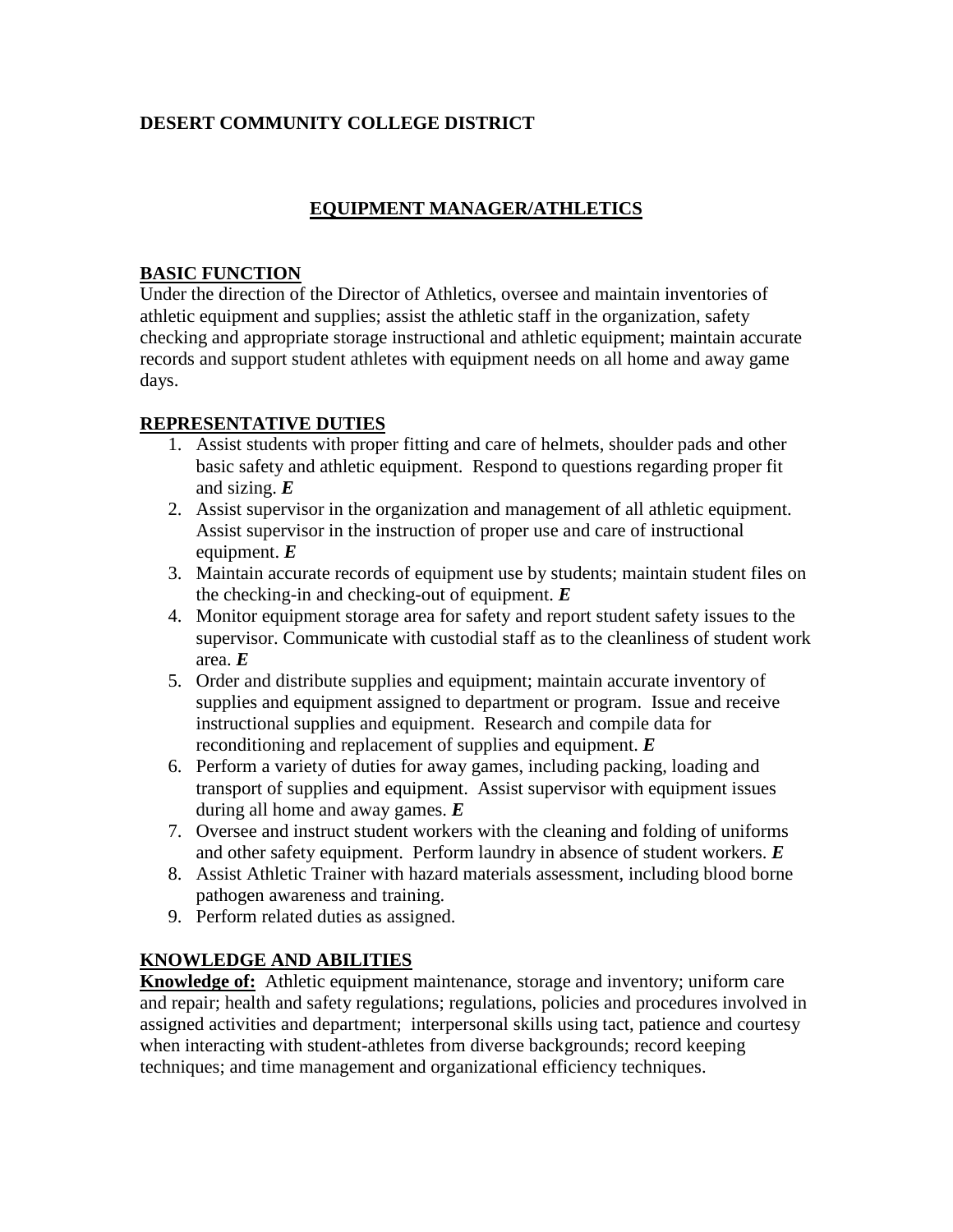**DESERT COMMUNITY COLLEGE DISTRICT**

## EQUIPMENT MANAGER/ATHLETICS

### BASIC FUNCTION

Under the direction of the Director of Athletics, oversee and maintain inventories of athletic equipment and supplies; assist the athletic staff in the organization, safety checking and appropriate storage instructional and athletic equipment; maintain accurate records and support student athletes with equipment needs on all home and away game days.

### REPRESENTATIVE DUTIES

1. Assist students with proper fitting and care of helmets, shoulder pads and other basic safety and athletic equipment. Respond to questions regarding proper fit and sizing. ***E***
2. Assist supervisor in the organization and management of all athletic equipment. Assist supervisor in the instruction of proper use and care of instructional equipment. ***E***
3. Maintain accurate records of equipment use by students; maintain student files on the checking-in and checking-out of equipment. ***E***
4. Monitor equipment storage area for safety and report student safety issues to the supervisor. Communicate with custodial staff as to the cleanliness of student work area. ***E***
5. Order and distribute supplies and equipment; maintain accurate inventory of supplies and equipment assigned to department or program. Issue and receive instructional supplies and equipment. Research and compile data for reconditioning and replacement of supplies and equipment. ***E***
6. Perform a variety of duties for away games, including packing, loading and transport of supplies and equipment. Assist supervisor with equipment issues during all home and away games. ***E***
7. Oversee and instruct student workers with the cleaning and folding of uniforms and other safety equipment. Perform laundry in absence of student workers. ***E***
8. Assist Athletic Trainer with hazard materials assessment, including blood borne pathogen awareness and training.
9. Perform related duties as assigned.

### KNOWLEDGE AND ABILITIES

**Knowledge of:** Athletic equipment maintenance, storage and inventory; uniform care and repair; health and safety regulations; regulations, policies and procedures involved in assigned activities and department; interpersonal skills using tact, patience and courtesy when interacting with student-athletes from diverse backgrounds; record keeping techniques; and time management and organizational efficiency techniques.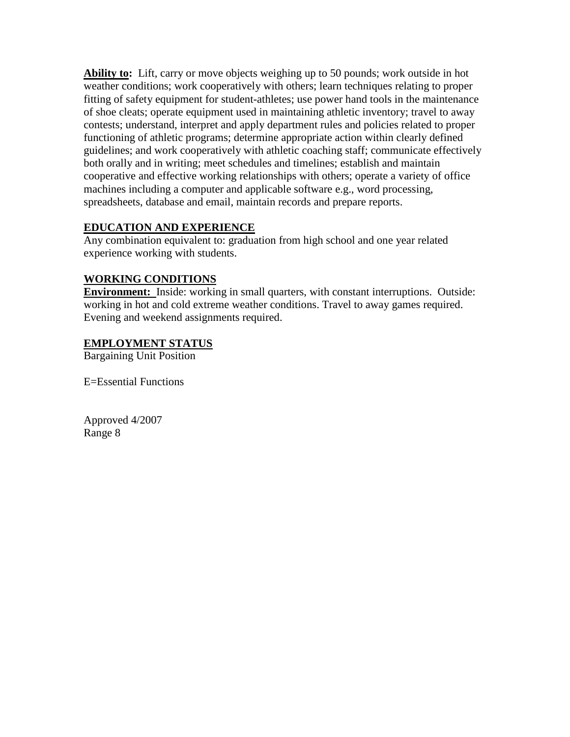**Ability to:** Lift, carry or move objects weighing up to 50 pounds; work outside in hot weather conditions; work cooperatively with others; learn techniques relating to proper fitting of safety equipment for student-athletes; use power hand tools in the maintenance of shoe cleats; operate equipment used in maintaining athletic inventory; travel to away contests; understand, interpret and apply department rules and policies related to proper functioning of athletic programs; determine appropriate action within clearly defined guidelines; and work cooperatively with athletic coaching staff; communicate effectively both orally and in writing; meet schedules and timelines; establish and maintain cooperative and effective working relationships with others; operate a variety of office machines including a computer and applicable software e.g., word processing, spreadsheets, database and email, maintain records and prepare reports.

## EDUCATION AND EXPERIENCE

Any combination equivalent to: graduation from high school and one year related experience working with students.

## WORKING CONDITIONS

**Environment:** Inside: working in small quarters, with constant interruptions. Outside: working in hot and cold extreme weather conditions. Travel to away games required. Evening and weekend assignments required.

## EMPLOYMENT STATUS

Bargaining Unit Position

E=Essential Functions

Approved 4/2007
Range 8